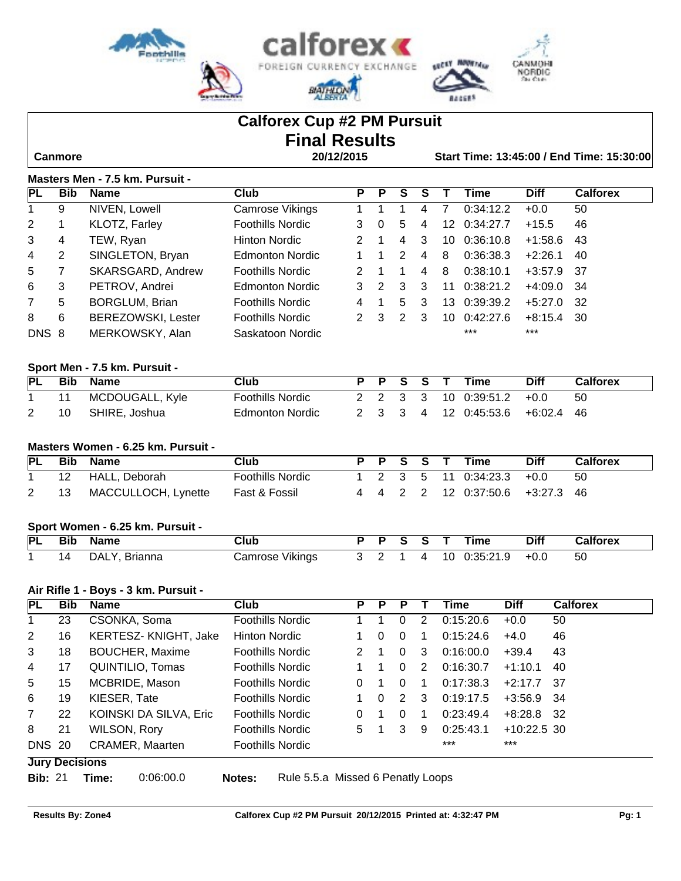# Calforex Cup #2 PM Pursuit
## Final Results

**Canmore** | **20/12/2015** | **Start Time: 13:45:00 / End Time: 15:30:00**

### Masters Men - 7.5 km. Pursuit -

| PL | Bib | Name | Club | P | P | S | S | T | Time | Diff | Calforex |
|---|---|---|---|---|---|---|---|---|---|---|---|
| 1 | 9 | NIVEN, Lowell | Camrose Vikings | 1 | 1 | 1 | 4 | 7 | 0:34:12.2 | +0.0 | 50 |
| 2 | 1 | KLOTZ, Farley | Foothills Nordic | 3 | 0 | 5 | 4 | 12 | 0:34:27.7 | +15.5 | 46 |
| 3 | 4 | TEW, Ryan | Hinton Nordic | 2 | 1 | 4 | 3 | 10 | 0:36:10.8 | +1:58.6 | 43 |
| 4 | 2 | SINGLETON, Bryan | Edmonton Nordic | 1 | 1 | 2 | 4 | 8 | 0:36:38.3 | +2:26.1 | 40 |
| 5 | 7 | SKARSGARD, Andrew | Foothills Nordic | 2 | 1 | 1 | 4 | 8 | 0:38:10.1 | +3:57.9 | 37 |
| 6 | 3 | PETROV, Andrei | Edmonton Nordic | 3 | 2 | 3 | 3 | 11 | 0:38:21.2 | +4:09.0 | 34 |
| 7 | 5 | BORGLUM, Brian | Foothills Nordic | 4 | 1 | 5 | 3 | 13 | 0:39:39.2 | +5:27.0 | 32 |
| 8 | 6 | BEREZOWSKI, Lester | Foothills Nordic | 2 | 3 | 2 | 3 | 10 | 0:42:27.6 | +8:15.4 | 30 |
| DNS | 8 | MERKOWSKY, Alan | Saskatoon Nordic | | | | | | *** | *** | |

### Sport Men - 7.5 km. Pursuit -

| PL | Bib | Name | Club | P | P | S | S | T | Time | Diff | Calforex |
|---|---|---|---|---|---|---|---|---|---|---|---|
| 1 | 11 | MCDOUGALL, Kyle | Foothills Nordic | 2 | 2 | 3 | 3 | 10 | 0:39:51.2 | +0.0 | 50 |
| 2 | 10 | SHIRE, Joshua | Edmonton Nordic | 2 | 3 | 3 | 4 | 12 | 0:45:53.6 | +6:02.4 | 46 |

### Masters Women - 6.25 km. Pursuit -

| PL | Bib | Name | Club | P | P | S | S | T | Time | Diff | Calforex |
|---|---|---|---|---|---|---|---|---|---|---|---|
| 1 | 12 | HALL, Deborah | Foothills Nordic | 1 | 2 | 3 | 5 | 11 | 0:34:23.3 | +0.0 | 50 |
| 2 | 13 | MACCULLOCH, Lynette | Fast & Fossil | 4 | 4 | 2 | 2 | 12 | 0:37:50.6 | +3:27.3 | 46 |

### Sport Women - 6.25 km. Pursuit -

| PL | Bib | Name | Club | P | P | S | S | T | Time | Diff | Calforex |
|---|---|---|---|---|---|---|---|---|---|---|---|
| 1 | 14 | DALY, Brianna | Camrose Vikings | 3 | 2 | 1 | 4 | 10 | 0:35:21.9 | +0.0 | 50 |

### Air Rifle 1 - Boys - 3 km. Pursuit -

| PL | Bib | Name | Club | P | P | P | T | Time | Diff | Calforex |
|---|---|---|---|---|---|---|---|---|---|---|
| 1 | 23 | CSONKA, Soma | Foothills Nordic | 1 | 1 | 0 | 2 | 0:15:20.6 | +0.0 | 50 |
| 2 | 16 | KERTESZ- KNIGHT, Jake | Hinton Nordic | 1 | 0 | 0 | 1 | 0:15:24.6 | +4.0 | 46 |
| 3 | 18 | BOUCHER, Maxime | Foothills Nordic | 2 | 1 | 0 | 3 | 0:16:00.0 | +39.4 | 43 |
| 4 | 17 | QUINTILIO, Tomas | Foothills Nordic | 1 | 1 | 0 | 2 | 0:16:30.7 | +1:10.1 | 40 |
| 5 | 15 | MCBRIDE, Mason | Foothills Nordic | 0 | 1 | 0 | 1 | 0:17:38.3 | +2:17.7 | 37 |
| 6 | 19 | KIESER, Tate | Foothills Nordic | 1 | 0 | 2 | 3 | 0:19:17.5 | +3:56.9 | 34 |
| 7 | 22 | KOINSKI DA SILVA, Eric | Foothills Nordic | 0 | 1 | 0 | 1 | 0:23:49.4 | +8:28.8 | 32 |
| 8 | 21 | WILSON, Rory | Foothills Nordic | 5 | 1 | 3 | 9 | 0:25:43.1 | +10:22.5 | 30 |
| DNS | 20 | CRAMER, Maarten | Foothills Nordic | | | | | *** | *** | |

**Jury Decisions**

**Bib:** 21 **Time:** 0:06:00.0 **Notes:** Rule 5.5.a Missed 6 Penalty Loops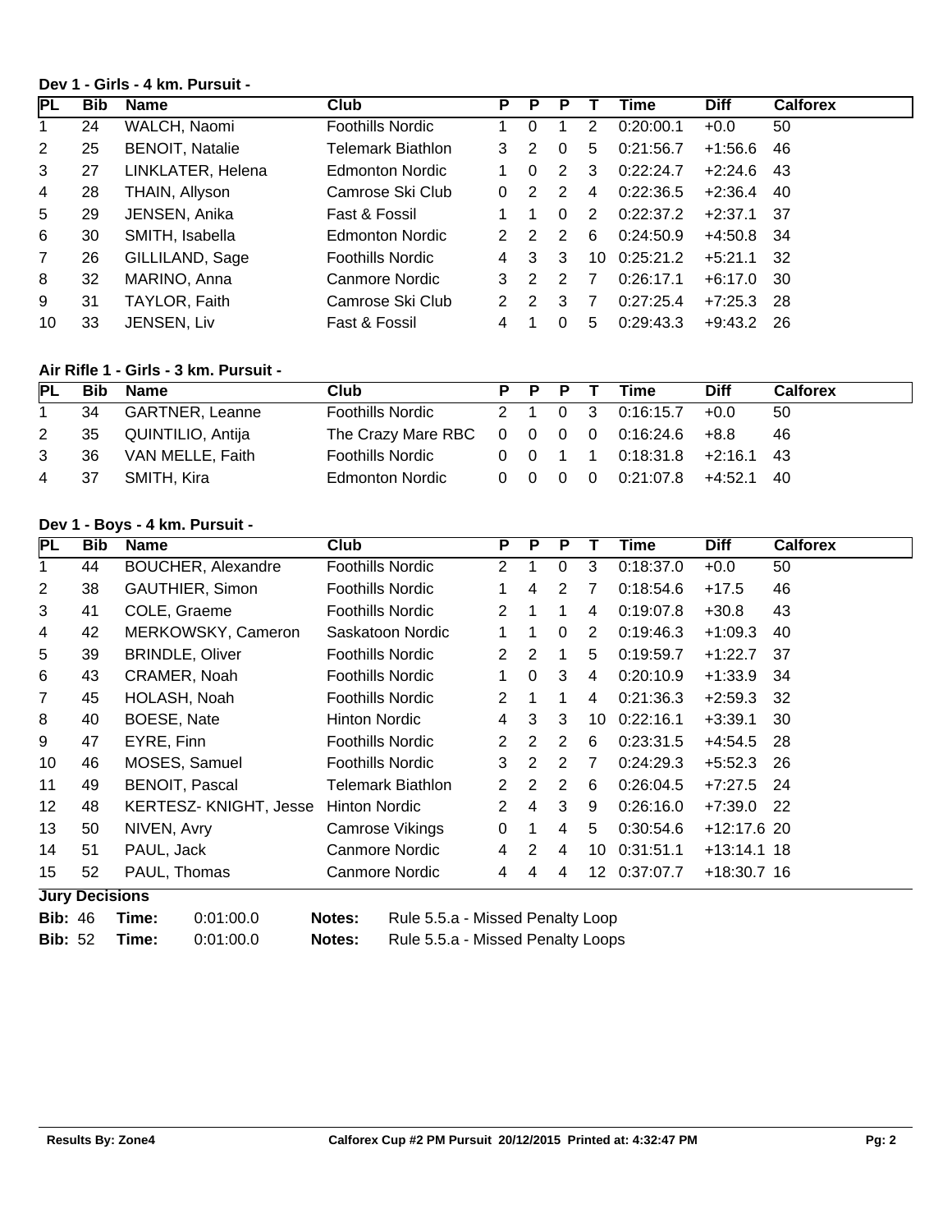### Dev 1 - Girls - 4 km. Pursuit -

| PL | Bib | Name | Club | P | P | P | T | Time | Diff | Calforex |
|---|---|---|---|---|---|---|---|---|---|---|
| 1 | 24 | WALCH, Naomi | Foothills Nordic | 1 | 0 | 1 | 2 | 0:20:00.1 | +0.0 | 50 |
| 2 | 25 | BENOIT, Natalie | Telemark Biathlon | 3 | 2 | 0 | 5 | 0:21:56.7 | +1:56.6 | 46 |
| 3 | 27 | LINKLATER, Helena | Edmonton Nordic | 1 | 0 | 2 | 3 | 0:22:24.7 | +2:24.6 | 43 |
| 4 | 28 | THAIN, Allyson | Camrose Ski Club | 0 | 2 | 2 | 4 | 0:22:36.5 | +2:36.4 | 40 |
| 5 | 29 | JENSEN, Anika | Fast & Fossil | 1 | 1 | 0 | 2 | 0:22:37.2 | +2:37.1 | 37 |
| 6 | 30 | SMITH, Isabella | Edmonton Nordic | 2 | 2 | 2 | 6 | 0:24:50.9 | +4:50.8 | 34 |
| 7 | 26 | GILLILAND, Sage | Foothills Nordic | 4 | 3 | 3 | 10 | 0:25:21.2 | +5:21.1 | 32 |
| 8 | 32 | MARINO, Anna | Canmore Nordic | 3 | 2 | 2 | 7 | 0:26:17.1 | +6:17.0 | 30 |
| 9 | 31 | TAYLOR, Faith | Camrose Ski Club | 2 | 2 | 3 | 7 | 0:27:25.4 | +7:25.3 | 28 |
| 10 | 33 | JENSEN, Liv | Fast & Fossil | 4 | 1 | 0 | 5 | 0:29:43.3 | +9:43.2 | 26 |

### Air Rifle 1 - Girls - 3 km. Pursuit -

| PL | Bib | Name | Club | P | P | P | T | Time | Diff | Calforex |
|---|---|---|---|---|---|---|---|---|---|---|
| 1 | 34 | GARTNER, Leanne | Foothills Nordic | 2 | 1 | 0 | 3 | 0:16:15.7 | +0.0 | 50 |
| 2 | 35 | QUINTILIO, Antija | The Crazy Mare RBC | 0 | 0 | 0 | 0 | 0:16:24.6 | +8.8 | 46 |
| 3 | 36 | VAN MELLE, Faith | Foothills Nordic | 0 | 0 | 1 | 1 | 0:18:31.8 | +2:16.1 | 43 |
| 4 | 37 | SMITH, Kira | Edmonton Nordic | 0 | 0 | 0 | 0 | 0:21:07.8 | +4:52.1 | 40 |

### Dev 1 - Boys - 4 km. Pursuit -

| PL | Bib | Name | Club | P | P | P | T | Time | Diff | Calforex |
|---|---|---|---|---|---|---|---|---|---|---|
| 1 | 44 | BOUCHER, Alexandre | Foothills Nordic | 2 | 1 | 0 | 3 | 0:18:37.0 | +0.0 | 50 |
| 2 | 38 | GAUTHIER, Simon | Foothills Nordic | 1 | 4 | 2 | 7 | 0:18:54.6 | +17.5 | 46 |
| 3 | 41 | COLE, Graeme | Foothills Nordic | 2 | 1 | 1 | 4 | 0:19:07.8 | +30.8 | 43 |
| 4 | 42 | MERKOWSKY, Cameron | Saskatoon Nordic | 1 | 1 | 0 | 2 | 0:19:46.3 | +1:09.3 | 40 |
| 5 | 39 | BRINDLE, Oliver | Foothills Nordic | 2 | 2 | 1 | 5 | 0:19:59.7 | +1:22.7 | 37 |
| 6 | 43 | CRAMER, Noah | Foothills Nordic | 1 | 0 | 3 | 4 | 0:20:10.9 | +1:33.9 | 34 |
| 7 | 45 | HOLASH, Noah | Foothills Nordic | 2 | 1 | 1 | 4 | 0:21:36.3 | +2:59.3 | 32 |
| 8 | 40 | BOESE, Nate | Hinton Nordic | 4 | 3 | 3 | 10 | 0:22:16.1 | +3:39.1 | 30 |
| 9 | 47 | EYRE, Finn | Foothills Nordic | 2 | 2 | 2 | 6 | 0:23:31.5 | +4:54.5 | 28 |
| 10 | 46 | MOSES, Samuel | Foothills Nordic | 3 | 2 | 2 | 7 | 0:24:29.3 | +5:52.3 | 26 |
| 11 | 49 | BENOIT, Pascal | Telemark Biathlon | 2 | 2 | 2 | 6 | 0:26:04.5 | +7:27.5 | 24 |
| 12 | 48 | KERTESZ- KNIGHT, Jesse | Hinton Nordic | 2 | 4 | 3 | 9 | 0:26:16.0 | +7:39.0 | 22 |
| 13 | 50 | NIVEN, Avry | Camrose Vikings | 0 | 1 | 4 | 5 | 0:30:54.6 | +12:17.6 | 20 |
| 14 | 51 | PAUL, Jack | Canmore Nordic | 4 | 2 | 4 | 10 | 0:31:51.1 | +13:14.1 | 18 |
| 15 | 52 | PAUL, Thomas | Canmore Nordic | 4 | 4 | 4 | 12 | 0:37:07.7 | +18:30.7 | 16 |

**Jury Decisions**

**Bib:** 46 **Time:** 0:01:00.0 **Notes:** Rule 5.5.a - Missed Penalty Loop

**Bib:** 52 **Time:** 0:01:00.0 **Notes:** Rule 5.5.a - Missed Penalty Loops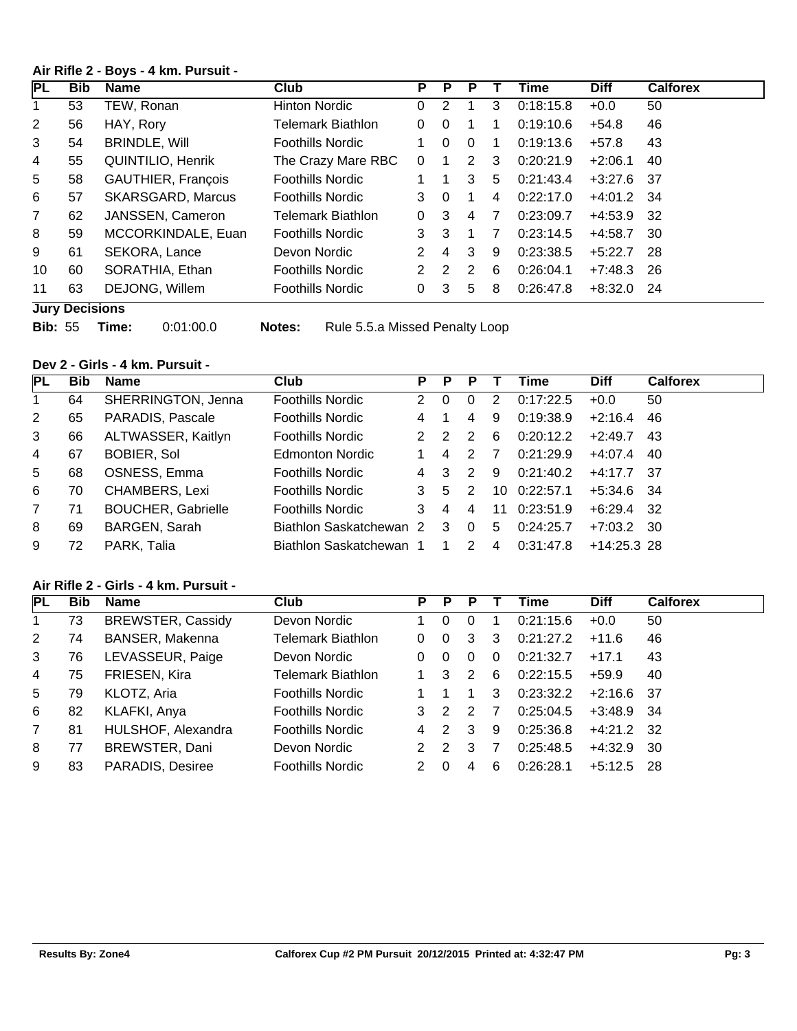### Air Rifle 2 - Boys - 4 km. Pursuit -

| PL | Bib | Name | Club | P | P | P | T | Time | Diff | Calforex |
|---|---|---|---|---|---|---|---|---|---|---|
| 1 | 53 | TEW, Ronan | Hinton Nordic | 0 | 2 | 1 | 3 | 0:18:15.8 | +0.0 | 50 |
| 2 | 56 | HAY, Rory | Telemark Biathlon | 0 | 0 | 1 | 1 | 0:19:10.6 | +54.8 | 46 |
| 3 | 54 | BRINDLE, Will | Foothills Nordic | 1 | 0 | 0 | 1 | 0:19:13.6 | +57.8 | 43 |
| 4 | 55 | QUINTILIO, Henrik | The Crazy Mare RBC | 0 | 1 | 2 | 3 | 0:20:21.9 | +2:06.1 | 40 |
| 5 | 58 | GAUTHIER, François | Foothills Nordic | 1 | 1 | 3 | 5 | 0:21:43.4 | +3:27.6 | 37 |
| 6 | 57 | SKARSGARD, Marcus | Foothills Nordic | 3 | 0 | 1 | 4 | 0:22:17.0 | +4:01.2 | 34 |
| 7 | 62 | JANSSEN, Cameron | Telemark Biathlon | 0 | 3 | 4 | 7 | 0:23:09.7 | +4:53.9 | 32 |
| 8 | 59 | MCCORKINDALE, Euan | Foothills Nordic | 3 | 3 | 1 | 7 | 0:23:14.5 | +4:58.7 | 30 |
| 9 | 61 | SEKORA, Lance | Devon Nordic | 2 | 4 | 3 | 9 | 0:23:38.5 | +5:22.7 | 28 |
| 10 | 60 | SORATHIA, Ethan | Foothills Nordic | 2 | 2 | 2 | 6 | 0:26:04.1 | +7:48.3 | 26 |
| 11 | 63 | DEJONG, Willem | Foothills Nordic | 0 | 3 | 5 | 8 | 0:26:47.8 | +8:32.0 | 24 |

**Jury Decisions**

**Bib:** 55 **Time:** 0:01:00.0 **Notes:** Rule 5.5.a Missed Penalty Loop

### Dev 2 - Girls - 4 km. Pursuit -

| PL | Bib | Name | Club | P | P | P | T | Time | Diff | Calforex |
|---|---|---|---|---|---|---|---|---|---|---|
| 1 | 64 | SHERRINGTON, Jenna | Foothills Nordic | 2 | 0 | 0 | 2 | 0:17:22.5 | +0.0 | 50 |
| 2 | 65 | PARADIS, Pascale | Foothills Nordic | 4 | 1 | 4 | 9 | 0:19:38.9 | +2:16.4 | 46 |
| 3 | 66 | ALTWASSER, Kaitlyn | Foothills Nordic | 2 | 2 | 2 | 6 | 0:20:12.2 | +2:49.7 | 43 |
| 4 | 67 | BOBIER, Sol | Edmonton Nordic | 1 | 4 | 2 | 7 | 0:21:29.9 | +4:07.4 | 40 |
| 5 | 68 | OSNESS, Emma | Foothills Nordic | 4 | 3 | 2 | 9 | 0:21:40.2 | +4:17.7 | 37 |
| 6 | 70 | CHAMBERS, Lexi | Foothills Nordic | 3 | 5 | 2 | 10 | 0:22:57.1 | +5:34.6 | 34 |
| 7 | 71 | BOUCHER, Gabrielle | Foothills Nordic | 3 | 4 | 4 | 11 | 0:23:51.9 | +6:29.4 | 32 |
| 8 | 69 | BARGEN, Sarah | Biathlon Saskatchewan | 2 | 3 | 0 | 5 | 0:24:25.7 | +7:03.2 | 30 |
| 9 | 72 | PARK, Talia | Biathlon Saskatchewan | 1 | 1 | 2 | 4 | 0:31:47.8 | +14:25.3 | 28 |

### Air Rifle 2 - Girls - 4 km. Pursuit -

| PL | Bib | Name | Club | P | P | P | T | Time | Diff | Calforex |
|---|---|---|---|---|---|---|---|---|---|---|
| 1 | 73 | BREWSTER, Cassidy | Devon Nordic | 1 | 0 | 0 | 1 | 0:21:15.6 | +0.0 | 50 |
| 2 | 74 | BANSER, Makenna | Telemark Biathlon | 0 | 0 | 3 | 3 | 0:21:27.2 | +11.6 | 46 |
| 3 | 76 | LEVASSEUR, Paige | Devon Nordic | 0 | 0 | 0 | 0 | 0:21:32.7 | +17.1 | 43 |
| 4 | 75 | FRIESEN, Kira | Telemark Biathlon | 1 | 3 | 2 | 6 | 0:22:15.5 | +59.9 | 40 |
| 5 | 79 | KLOTZ, Aria | Foothills Nordic | 1 | 1 | 1 | 3 | 0:23:32.2 | +2:16.6 | 37 |
| 6 | 82 | KLAFKI, Anya | Foothills Nordic | 3 | 2 | 2 | 7 | 0:25:04.5 | +3:48.9 | 34 |
| 7 | 81 | HULSHOF, Alexandra | Foothills Nordic | 4 | 2 | 3 | 9 | 0:25:36.8 | +4:21.2 | 32 |
| 8 | 77 | BREWSTER, Dani | Devon Nordic | 2 | 2 | 3 | 7 | 0:25:48.5 | +4:32.9 | 30 |
| 9 | 83 | PARADIS, Desiree | Foothills Nordic | 2 | 0 | 4 | 6 | 0:26:28.1 | +5:12.5 | 28 |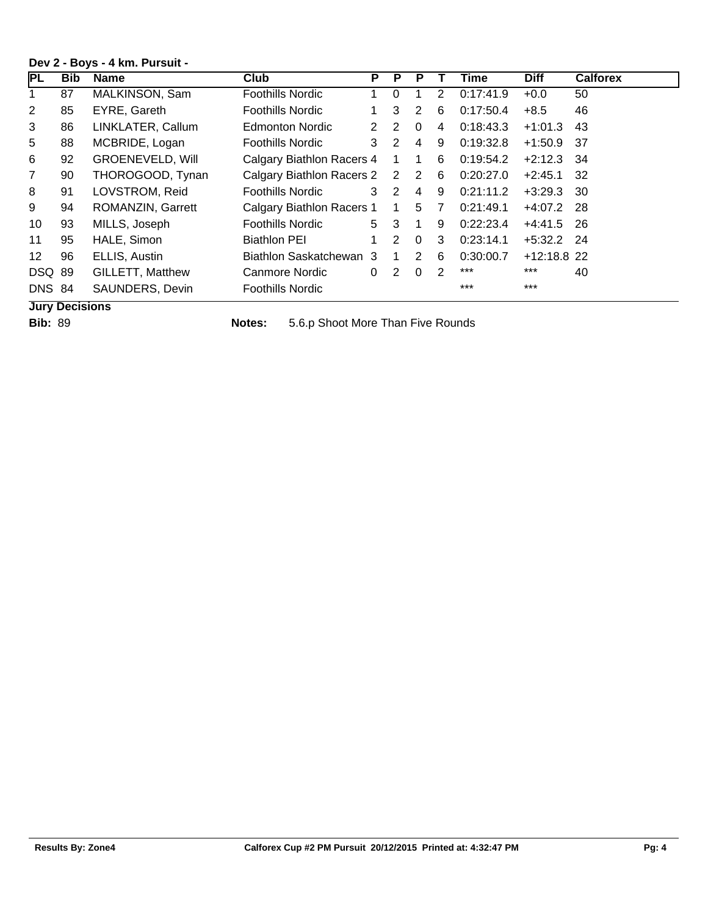**Dev 2 - Boys - 4 km. Pursuit -**

| PL | Bib | Name | Club | P | P | P | T | Time | Diff | Calforex |
|---|---|---|---|---|---|---|---|---|---|---|
| 1 | 87 | MALKINSON, Sam | Foothills Nordic | 1 | 0 | 1 | 2 | 0:17:41.9 | +0.0 | 50 |
| 2 | 85 | EYRE, Gareth | Foothills Nordic | 1 | 3 | 2 | 6 | 0:17:50.4 | +8.5 | 46 |
| 3 | 86 | LINKLATER, Callum | Edmonton Nordic | 2 | 2 | 0 | 4 | 0:18:43.3 | +1:01.3 | 43 |
| 5 | 88 | MCBRIDE, Logan | Foothills Nordic | 3 | 2 | 4 | 9 | 0:19:32.8 | +1:50.9 | 37 |
| 6 | 92 | GROENEVELD, Will | Calgary Biathlon Racers | 4 | 1 | 1 | 6 | 0:19:54.2 | +2:12.3 | 34 |
| 7 | 90 | THOROGOOD, Tynan | Calgary Biathlon Racers | 2 | 2 | 2 | 6 | 0:20:27.0 | +2:45.1 | 32 |
| 8 | 91 | LOVSTROM, Reid | Foothills Nordic | 3 | 2 | 4 | 9 | 0:21:11.2 | +3:29.3 | 30 |
| 9 | 94 | ROMANZIN, Garrett | Calgary Biathlon Racers | 1 | 1 | 5 | 7 | 0:21:49.1 | +4:07.2 | 28 |
| 10 | 93 | MILLS, Joseph | Foothills Nordic | 5 | 3 | 1 | 9 | 0:22:23.4 | +4:41.5 | 26 |
| 11 | 95 | HALE, Simon | Biathlon PEI | 1 | 2 | 0 | 3 | 0:23:14.1 | +5:32.2 | 24 |
| 12 | 96 | ELLIS, Austin | Biathlon Saskatchewan | 3 | 1 | 2 | 6 | 0:30:00.7 | +12:18.8 | 22 |
| DSQ | 89 | GILLETT, Matthew | Canmore Nordic | 0 | 2 | 0 | 2 | *** | *** | 40 |
| DNS | 84 | SAUNDERS, Devin | Foothills Nordic | | | | | *** | *** | |

**Jury Decisions**

**Bib:** 89 **Notes:** 5.6.p Shoot More Than Five Rounds